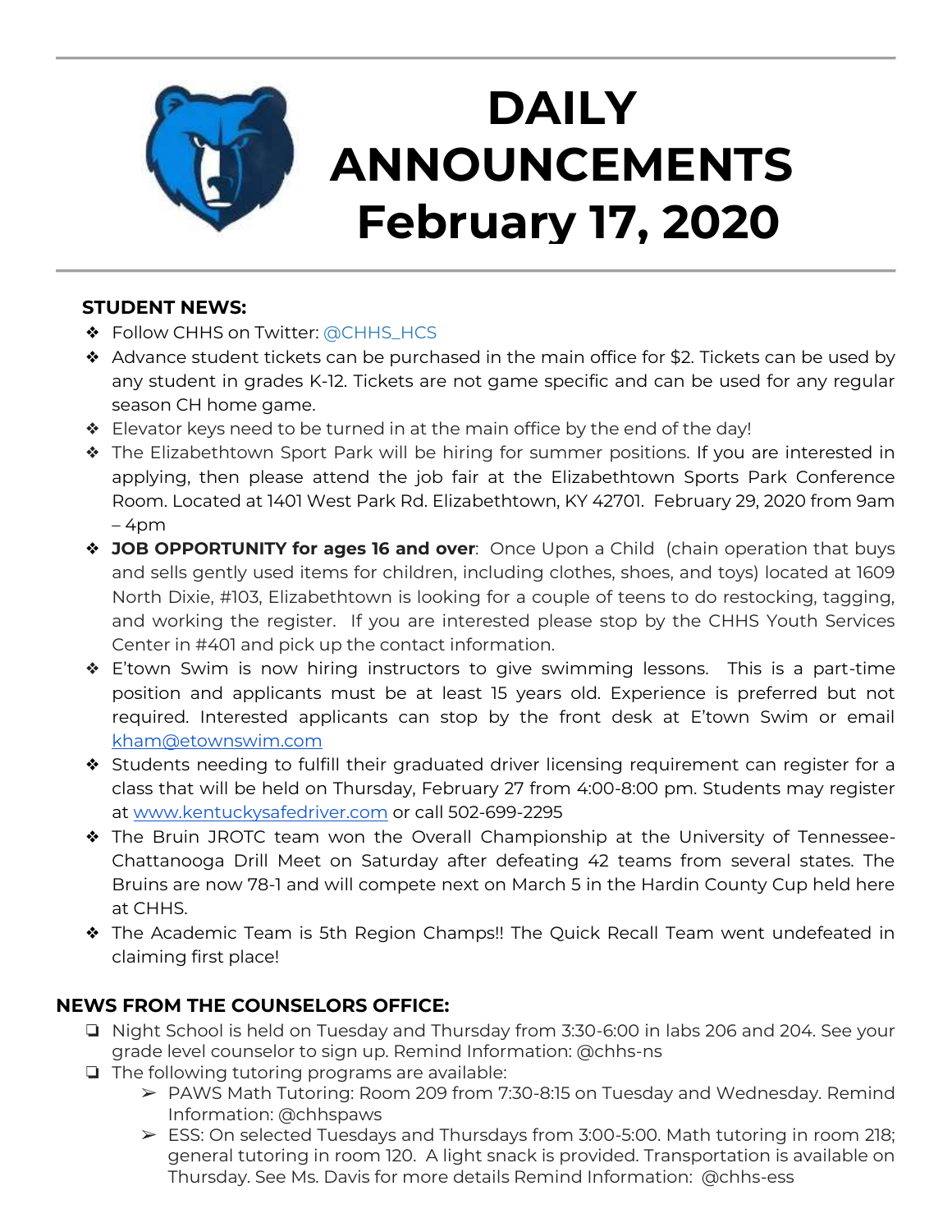# DAILY ANNOUNCEMENTS February 17, 2020

### STUDENT NEWS:

- Follow CHHS on Twitter: @CHHS_HCS
- Advance student tickets can be purchased in the main office for $2. Tickets can be used by any student in grades K-12. Tickets are not game specific and can be used for any regular season CH home game.
- Elevator keys need to be turned in at the main office by the end of the day!
- The Elizabethtown Sport Park will be hiring for summer positions. If you are interested in applying, then please attend the job fair at the Elizabethtown Sports Park Conference Room. Located at 1401 West Park Rd. Elizabethtown, KY 42701. February 29, 2020 from 9am – 4pm
- **JOB OPPORTUNITY for ages 16 and over**: Once Upon a Child (chain operation that buys and sells gently used items for children, including clothes, shoes, and toys) located at 1609 North Dixie, #103, Elizabethtown is looking for a couple of teens to do restocking, tagging, and working the register. If you are interested please stop by the CHHS Youth Services Center in #401 and pick up the contact information.
- E'town Swim is now hiring instructors to give swimming lessons. This is a part-time position and applicants must be at least 15 years old. Experience is preferred but not required. Interested applicants can stop by the front desk at E'town Swim or email kham@etownswim.com
- Students needing to fulfill their graduated driver licensing requirement can register for a class that will be held on Thursday, February 27 from 4:00-8:00 pm. Students may register at www.kentuckysafedriver.com or call 502-699-2295
- The Bruin JROTC team won the Overall Championship at the University of Tennessee-Chattanooga Drill Meet on Saturday after defeating 42 teams from several states. The Bruins are now 78-1 and will compete next on March 5 in the Hardin County Cup held here at CHHS.
- The Academic Team is 5th Region Champs!! The Quick Recall Team went undefeated in claiming first place!

### NEWS FROM THE COUNSELORS OFFICE:

- Night School is held on Tuesday and Thursday from 3:30-6:00 in labs 206 and 204. See your grade level counselor to sign up. Remind Information: @chhs-ns
- The following tutoring programs are available:
  - PAWS Math Tutoring: Room 209 from 7:30-8:15 on Tuesday and Wednesday. Remind Information: @chhspaws
  - ESS: On selected Tuesdays and Thursdays from 3:00-5:00. Math tutoring in room 218; general tutoring in room 120. A light snack is provided. Transportation is available on Thursday. See Ms. Davis for more details Remind Information: @chhs-ess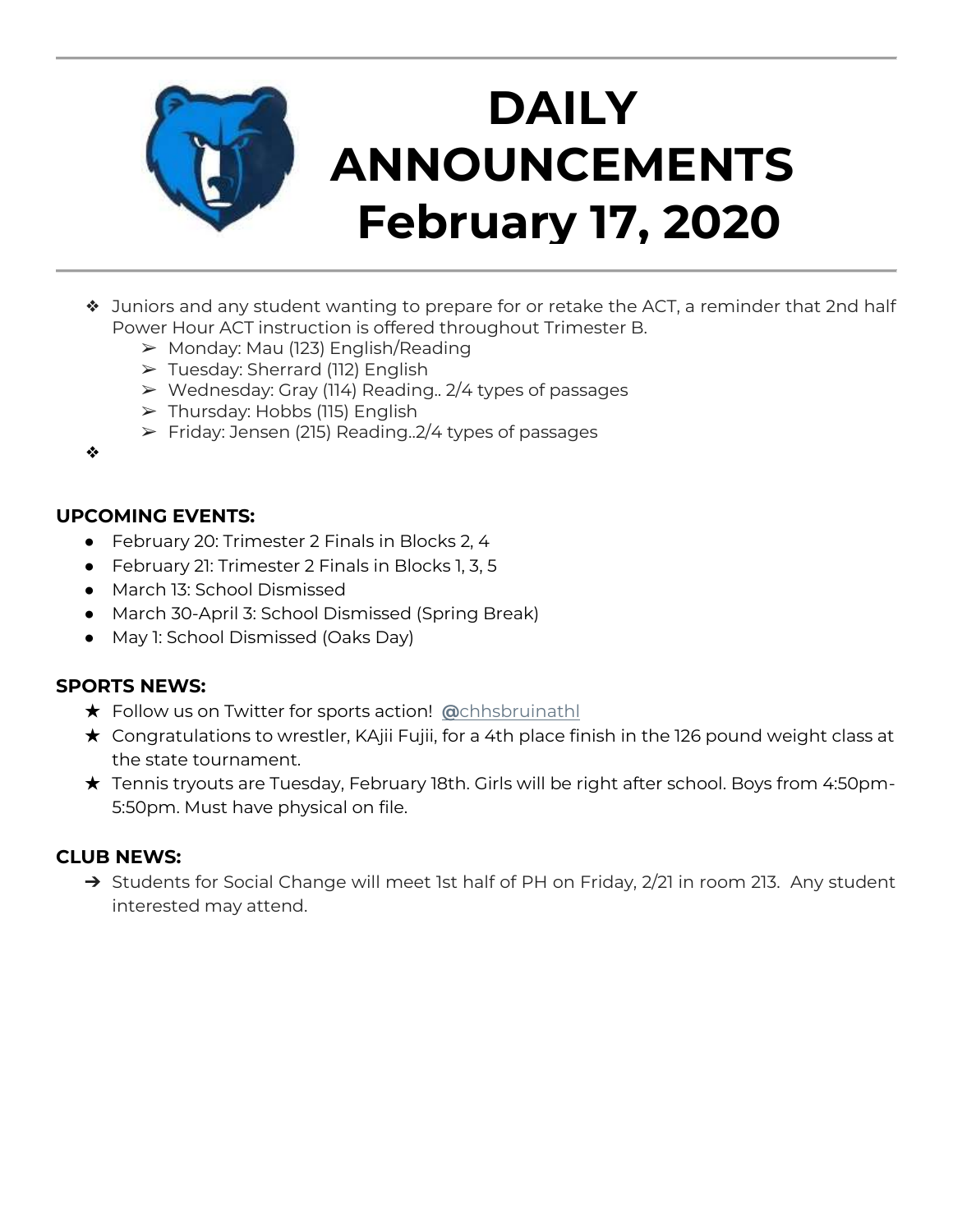# DAILY ANNOUNCEMENTS February 17, 2020

- Juniors and any student wanting to prepare for or retake the ACT, a reminder that 2nd half Power Hour ACT instruction is offered throughout Trimester B.
  - Monday: Mau (123) English/Reading
  - Tuesday: Sherrard (112) English
  - Wednesday: Gray (114) Reading.. 2/4 types of passages
  - Thursday: Hobbs (115) English
  - Friday: Jensen (215) Reading..2/4 types of passages

**UPCOMING EVENTS:**

- February 20: Trimester 2 Finals in Blocks 2, 4
- February 21: Trimester 2 Finals in Blocks 1, 3, 5
- March 13: School Dismissed
- March 30-April 3: School Dismissed (Spring Break)
- May 1: School Dismissed (Oaks Day)

**SPORTS NEWS:**

- Follow us on Twitter for sports action! @chhsbruinathl
- Congratulations to wrestler, KAjii Fujii, for a 4th place finish in the 126 pound weight class at the state tournament.
- Tennis tryouts are Tuesday, February 18th. Girls will be right after school. Boys from 4:50pm-5:50pm. Must have physical on file.

**CLUB NEWS:**

- Students for Social Change will meet 1st half of PH on Friday, 2/21 in room 213. Any student interested may attend.